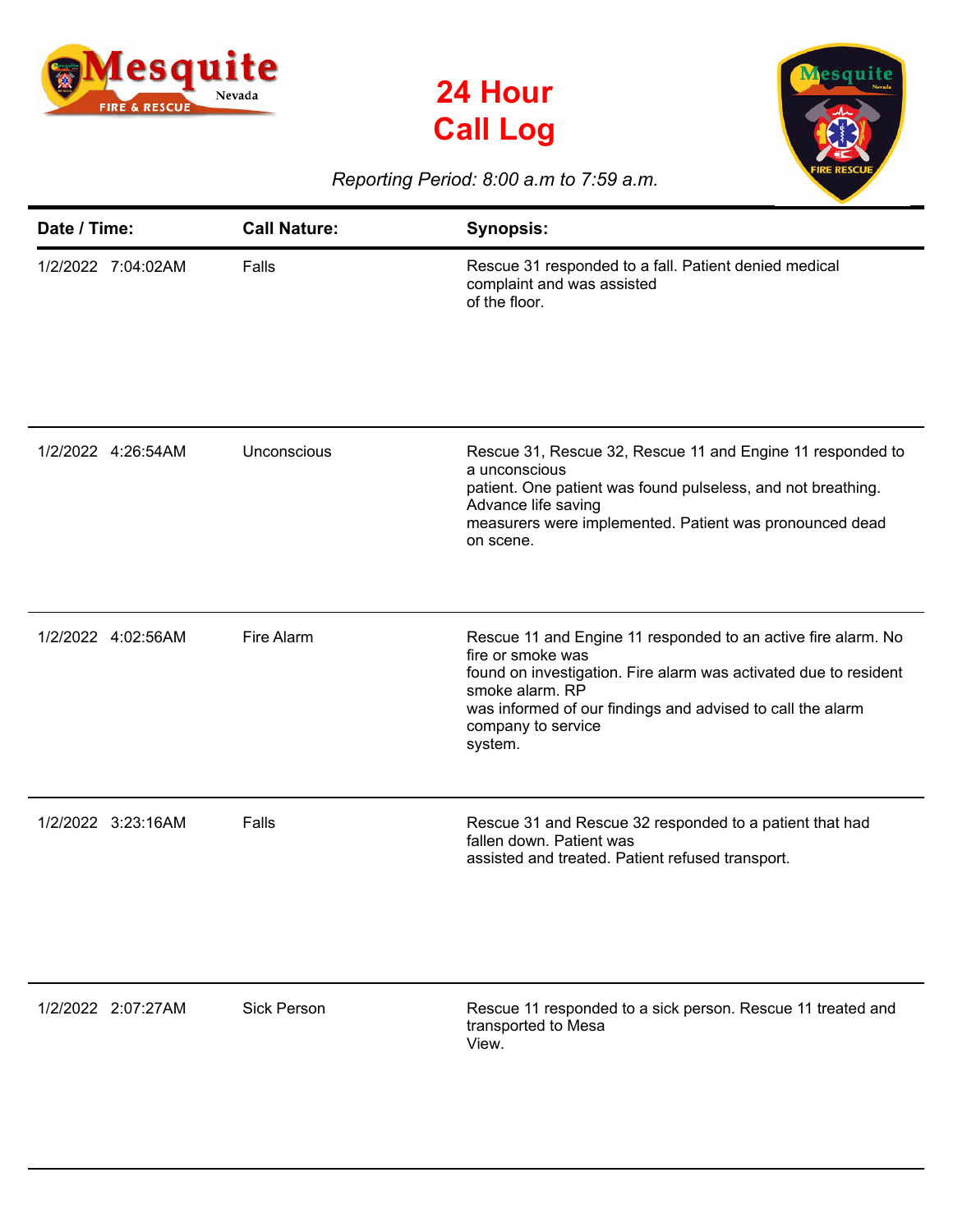# 24 Hour Call Log

*Reporting Period: 8:00 a.m to 7:59 a.m.*

| Date / Time: | Call Nature: | Synopsis: |
|---|---|---|
| 1/2/2022 7:04:02AM | Falls | Rescue 31 responded to a fall. Patient denied medical complaint and was assisted of the floor. |
| 1/2/2022 4:26:54AM | Unconscious | Rescue 31, Rescue 32, Rescue 11 and Engine 11 responded to a unconscious patient. One patient was found pulseless, and not breathing. Advance life saving measurers were implemented. Patient was pronounced dead on scene. |
| 1/2/2022 4:02:56AM | Fire Alarm | Rescue 11 and Engine 11 responded to an active fire alarm. No fire or smoke was found on investigation. Fire alarm was activated due to resident smoke alarm. RP was informed of our findings and advised to call the alarm company to service system. |
| 1/2/2022 3:23:16AM | Falls | Rescue 31 and Rescue 32 responded to a patient that had fallen down. Patient was assisted and treated. Patient refused transport. |
| 1/2/2022 2:07:27AM | Sick Person | Rescue 11 responded to a sick person. Rescue 11 treated and transported to Mesa View. |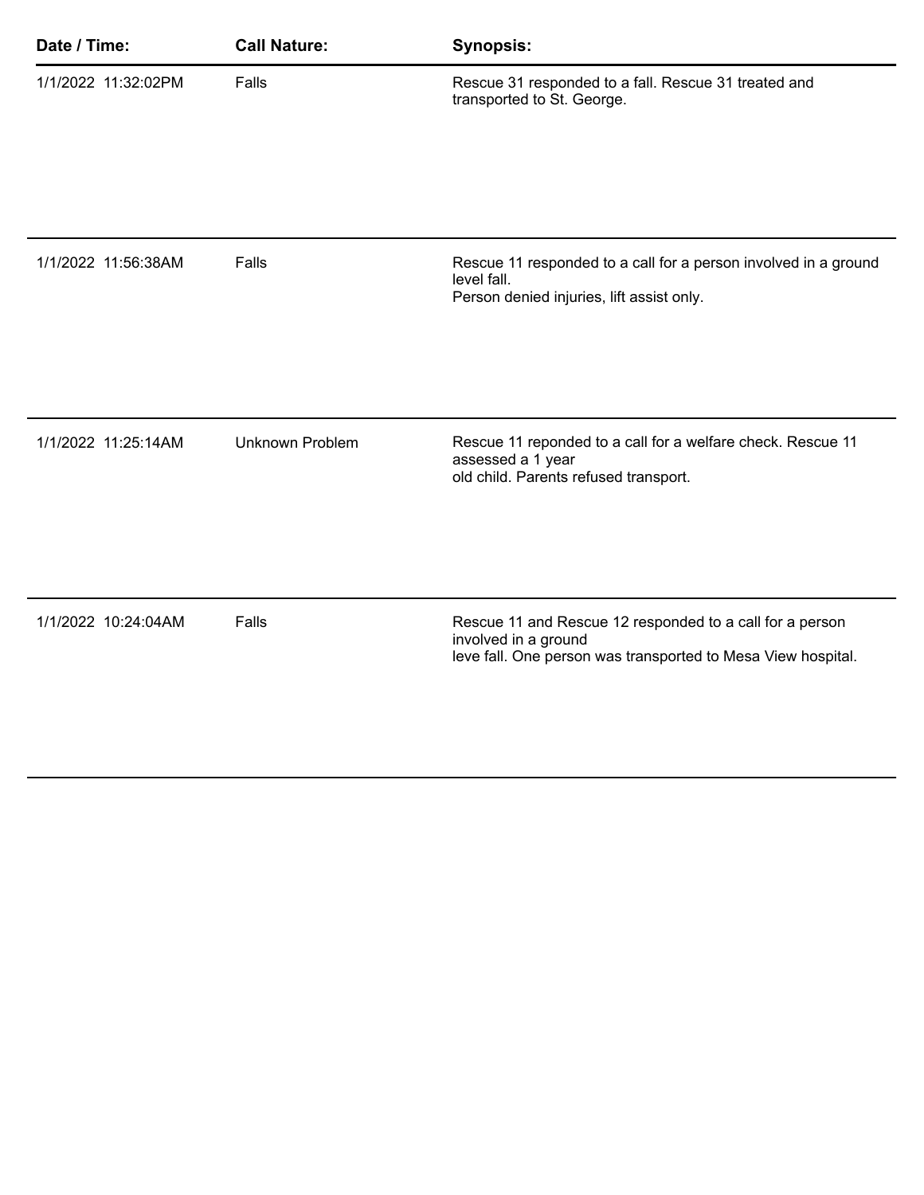| Date / Time: | Call Nature: | Synopsis: |
|---|---|---|
| 1/1/2022 11:32:02PM | Falls | Rescue 31 responded to a fall. Rescue 31 treated and transported to St. George. |
| 1/1/2022 11:56:38AM | Falls | Rescue 11 responded to a call for a person involved in a ground level fall.<br>Person denied injuries, lift assist only. |
| 1/1/2022 11:25:14AM | Unknown Problem | Rescue 11 reponded to a call for a welfare check. Rescue 11 assessed a 1 year<br>old child. Parents refused transport. |
| 1/1/2022 10:24:04AM | Falls | Rescue 11 and Rescue 12 responded to a call for a person involved in a ground<br>leve fall. One person was transported to Mesa View hospital. |